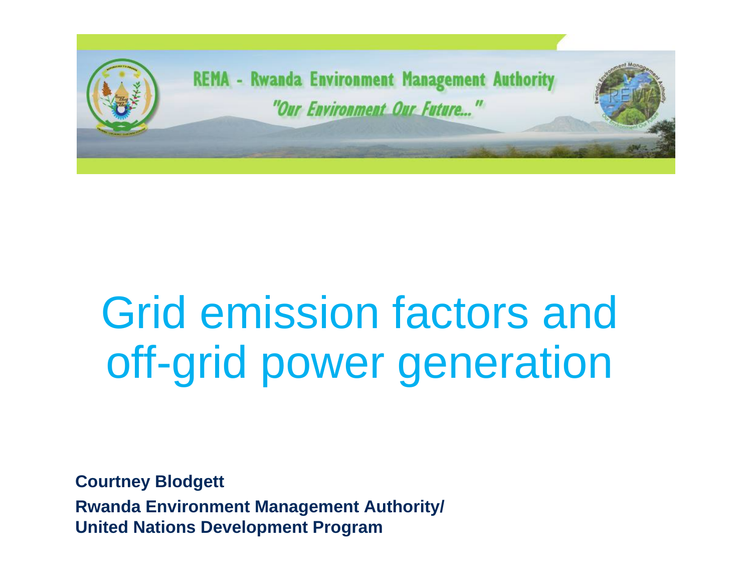REMA - Rwanda Environment Management Authority

"Our Environment Our Future..."

# Grid emission factors and off-grid power generation

**Courtney Blodgett**

**Rwanda Environment Management Authority/**
**United Nations Development Program**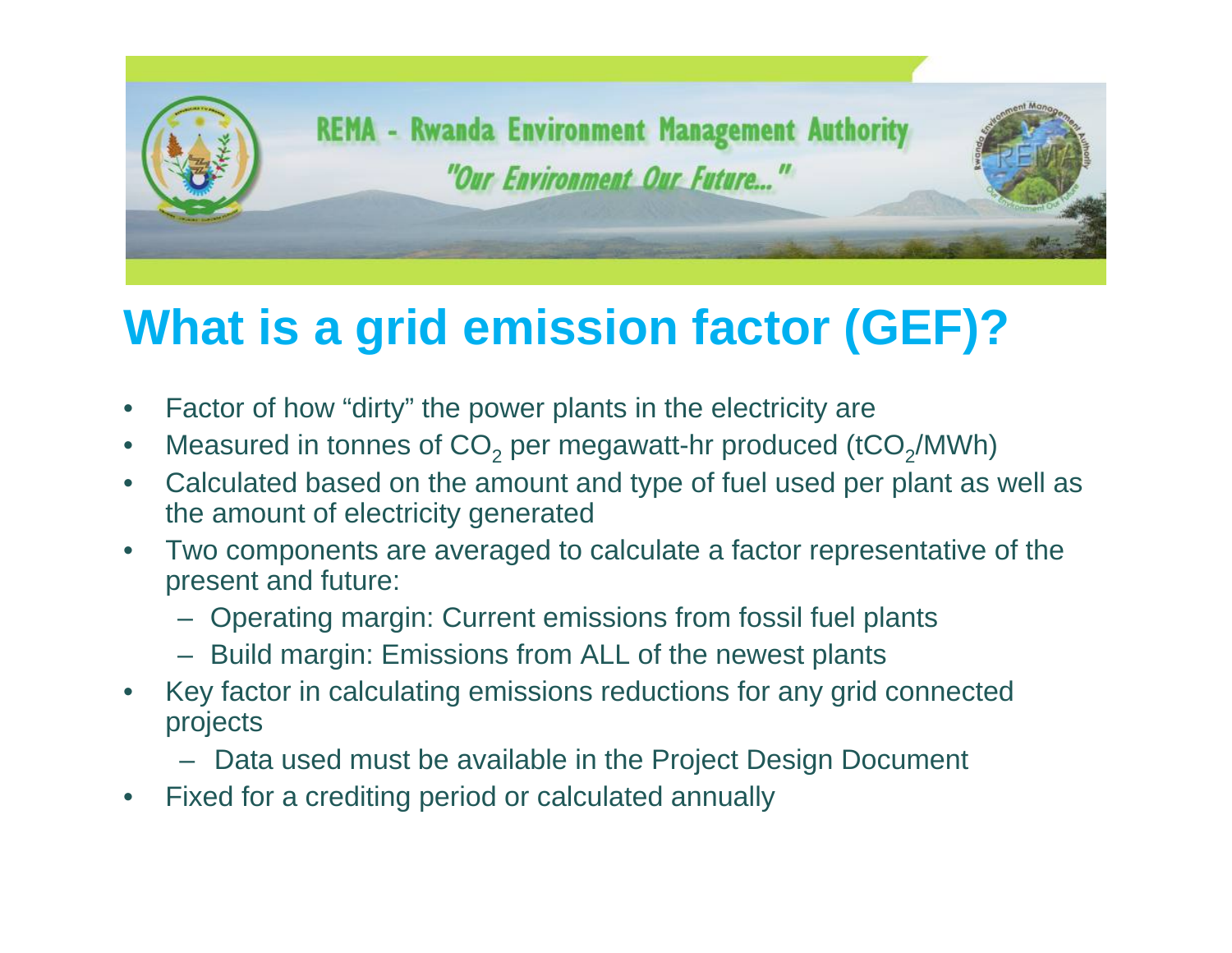REMA - Rwanda Environment Management Authority

"Our Environment Our Future..."

# What is a grid emission factor (GEF)?

- Factor of how "dirty" the power plants in the electricity are
- Measured in tonnes of $CO_2$ per megawatt-hr produced ($tCO_2$/MWh)
- Calculated based on the amount and type of fuel used per plant as well as the amount of electricity generated
- Two components are averaged to calculate a factor representative of the present and future:
  - Operating margin: Current emissions from fossil fuel plants
  - Build margin: Emissions from ALL of the newest plants
- Key factor in calculating emissions reductions for any grid connected projects
  - Data used must be available in the Project Design Document
- Fixed for a crediting period or calculated annually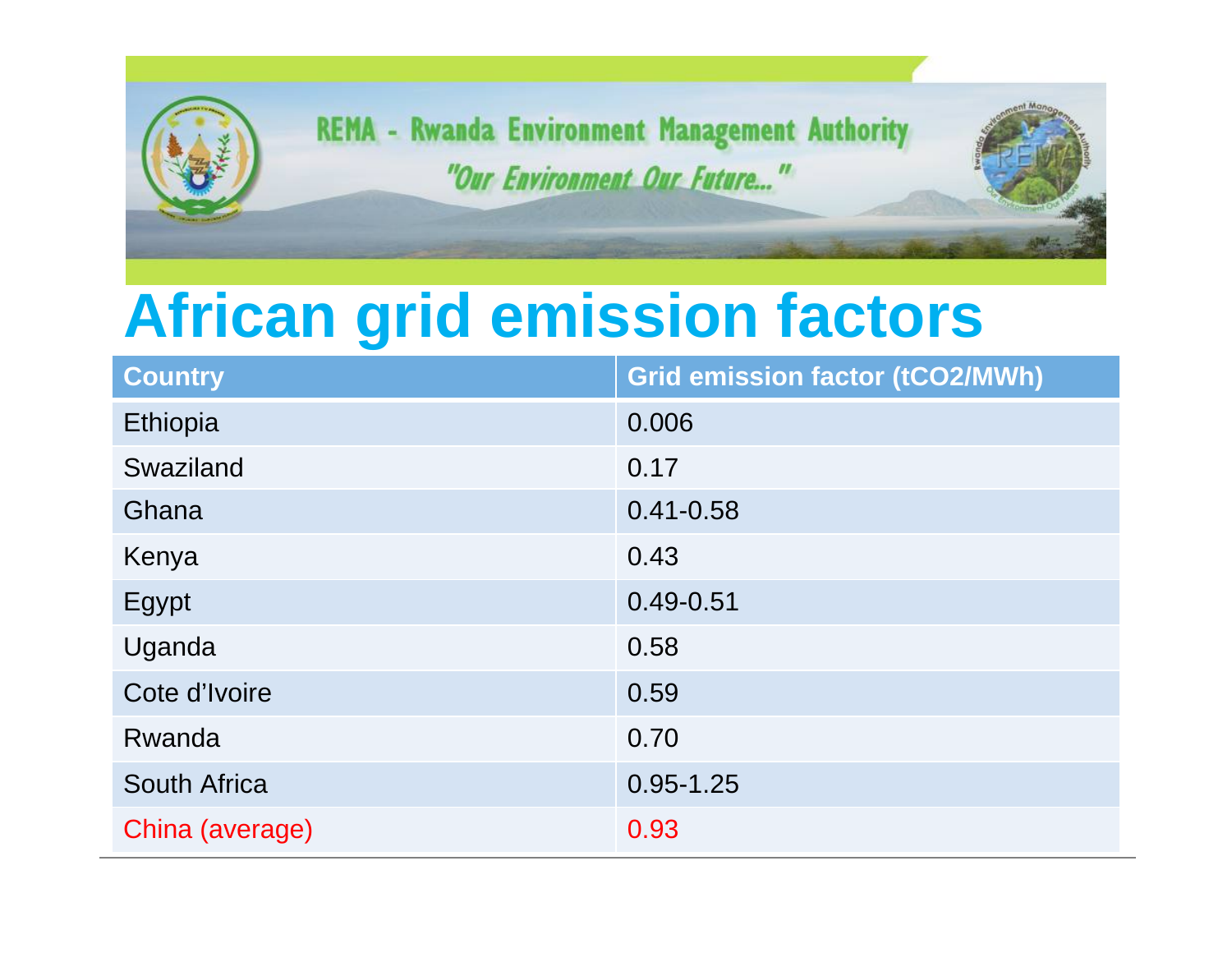REMA - Rwanda Environment Management Authority

"Our Environment Our Future..."

# African grid emission factors

| Country | Grid emission factor (tCO2/MWh) |
| --- | --- |
| Ethiopia | 0.006 |
| Swaziland | 0.17 |
| Ghana | 0.41-0.58 |
| Kenya | 0.43 |
| Egypt | 0.49-0.51 |
| Uganda | 0.58 |
| Cote d'Ivoire | 0.59 |
| Rwanda | 0.70 |
| South Africa | 0.95-1.25 |
| China (average) | 0.93 |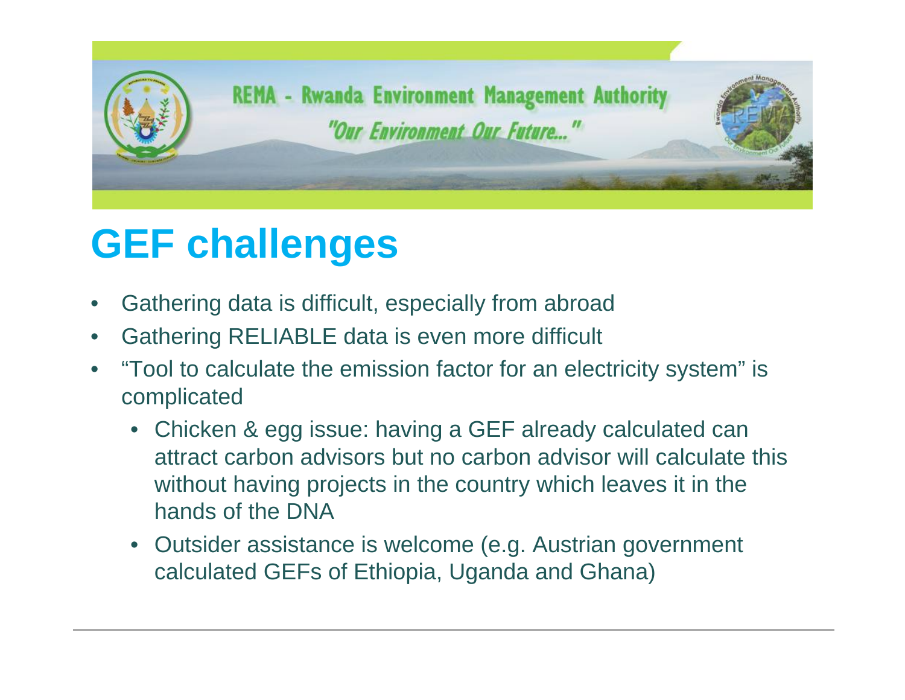REMA - Rwanda Environment Management Authority

*"Our Environment Our Future..."*

# GEF challenges

- Gathering data is difficult, especially from abroad
- Gathering RELIABLE data is even more difficult
- "Tool to calculate the emission factor for an electricity system" is complicated
  - Chicken & egg issue: having a GEF already calculated can attract carbon advisors but no carbon advisor will calculate this without having projects in the country which leaves it in the hands of the DNA
  - Outsider assistance is welcome (e.g. Austrian government calculated GEFs of Ethiopia, Uganda and Ghana)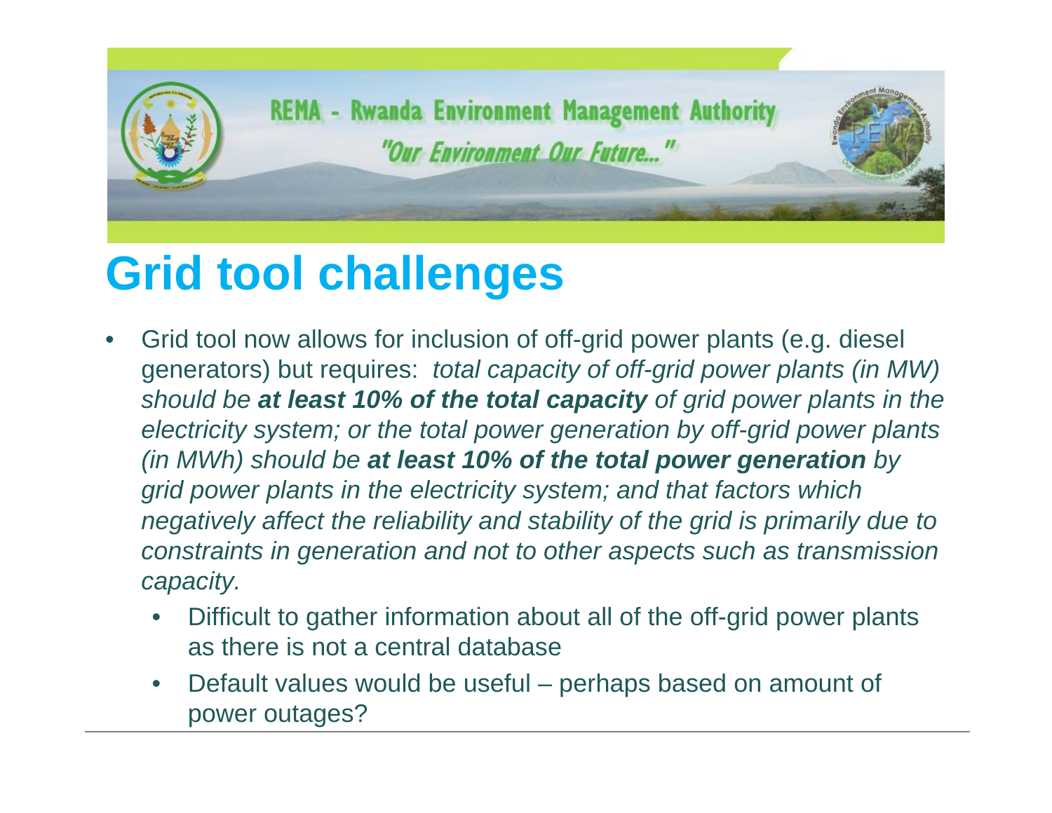# Grid tool challenges

- Grid tool now allows for inclusion of off-grid power plants (e.g. diesel generators) but requires: *total capacity of off-grid power plants (in MW) should be* ***at least 10% of the total capacity*** *of grid power plants in the electricity system; or the total power generation by off-grid power plants (in MWh) should be* ***at least 10% of the total power generation*** *by grid power plants in the electricity system; and that factors which negatively affect the reliability and stability of the grid is primarily due to constraints in generation and not to other aspects such as transmission capacity.*
  - Difficult to gather information about all of the off-grid power plants as there is not a central database
  - Default values would be useful – perhaps based on amount of power outages?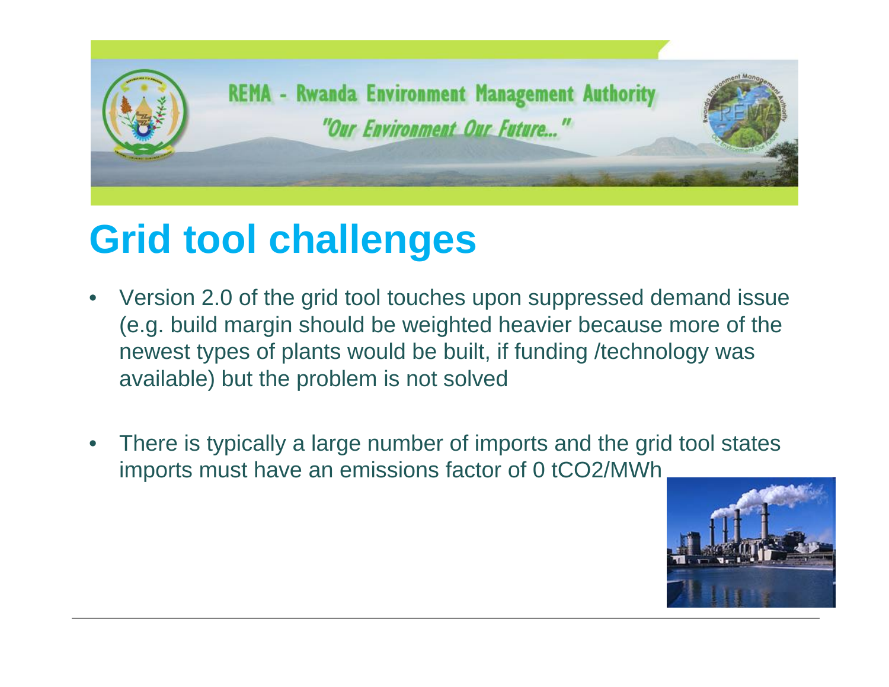# Grid tool challenges

- Version 2.0 of the grid tool touches upon suppressed demand issue (e.g. build margin should be weighted heavier because more of the newest types of plants would be built, if funding /technology was available) but the problem is not solved

- There is typically a large number of imports and the grid tool states imports must have an emissions factor of 0 $tCO_2/MWh$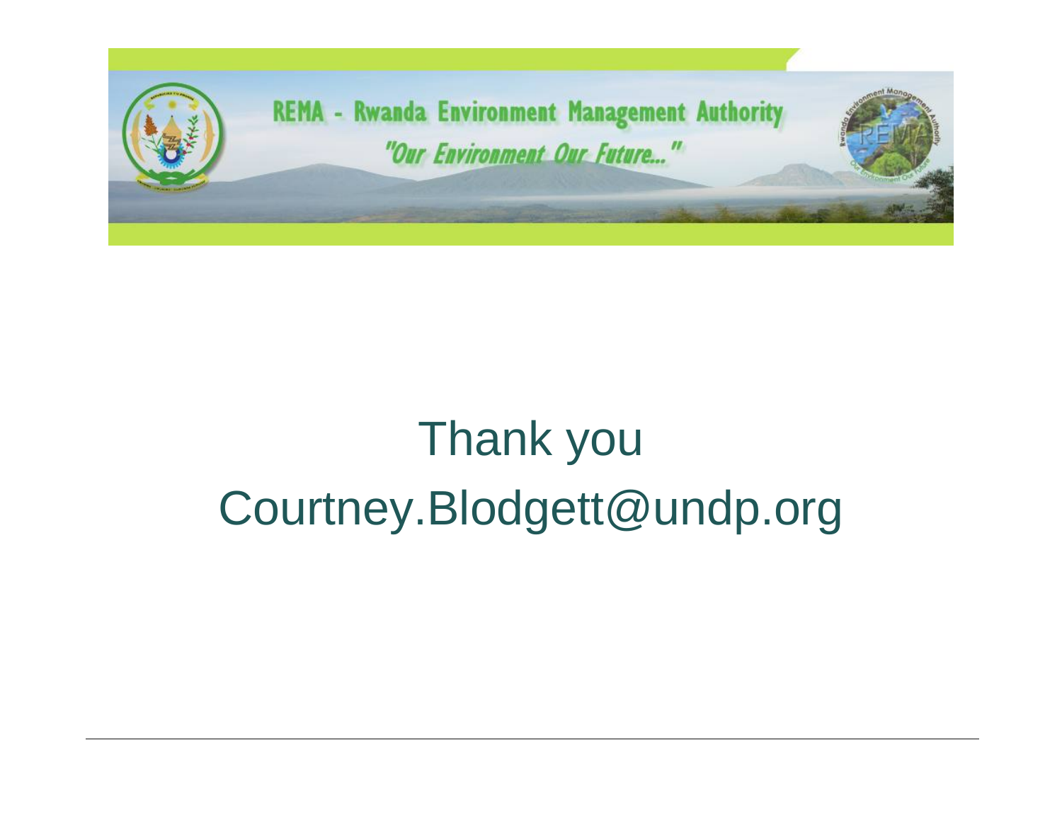REMA - Rwanda Environment Management Authority

*"Our Environment Our Future..."*

Thank you

Courtney.Blodgett@undp.org